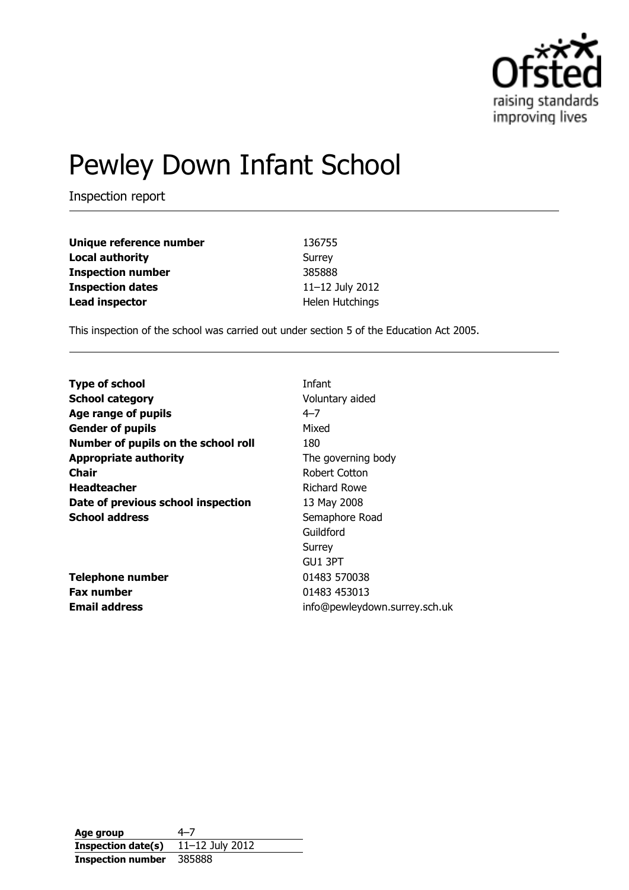# Pewley Down Infant School

Inspection report

| | |
|---|---|
| **Unique reference number** | 136755 |
| **Local authority** | Surrey |
| **Inspection number** | 385888 |
| **Inspection dates** | 11–12 July 2012 |
| **Lead inspector** | Helen Hutchings |

This inspection of the school was carried out under section 5 of the Education Act 2005.

| | |
|---|---|
| **Type of school** | Infant |
| **School category** | Voluntary aided |
| **Age range of pupils** | 4–7 |
| **Gender of pupils** | Mixed |
| **Number of pupils on the school roll** | 180 |
| **Appropriate authority** | The governing body |
| **Chair** | Robert Cotton |
| **Headteacher** | Richard Rowe |
| **Date of previous school inspection** | 13 May 2008 |
| **School address** | Semaphore Road<br>Guildford<br>Surrey<br>GU1 3PT |
| **Telephone number** | 01483 570038 |
| **Fax number** | 01483 453013 |
| **Email address** | info@pewleydown.surrey.sch.uk |

| | |
|---|---|
| **Age group** | 4–7 |
| **Inspection date(s)** | 11–12 July 2012 |
| **Inspection number** | 385888 |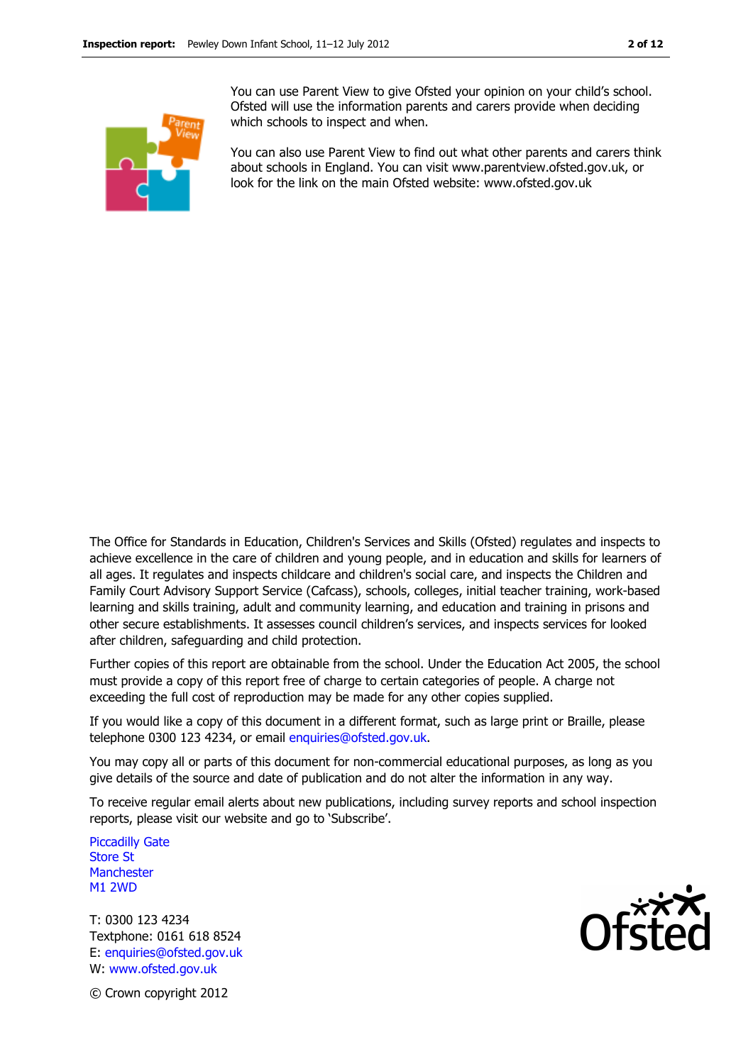You can use Parent View to give Ofsted your opinion on your child's school. Ofsted will use the information parents and carers provide when deciding which schools to inspect and when.

You can also use Parent View to find out what other parents and carers think about schools in England. You can visit www.parentview.ofsted.gov.uk, or look for the link on the main Ofsted website: www.ofsted.gov.uk

The Office for Standards in Education, Children's Services and Skills (Ofsted) regulates and inspects to achieve excellence in the care of children and young people, and in education and skills for learners of all ages. It regulates and inspects childcare and children's social care, and inspects the Children and Family Court Advisory Support Service (Cafcass), schools, colleges, initial teacher training, work-based learning and skills training, adult and community learning, and education and training in prisons and other secure establishments. It assesses council children's services, and inspects services for looked after children, safeguarding and child protection.

Further copies of this report are obtainable from the school. Under the Education Act 2005, the school must provide a copy of this report free of charge to certain categories of people. A charge not exceeding the full cost of reproduction may be made for any other copies supplied.

If you would like a copy of this document in a different format, such as large print or Braille, please telephone 0300 123 4234, or email enquiries@ofsted.gov.uk.

You may copy all or parts of this document for non-commercial educational purposes, as long as you give details of the source and date of publication and do not alter the information in any way.

To receive regular email alerts about new publications, including survey reports and school inspection reports, please visit our website and go to 'Subscribe'.

Piccadilly Gate
Store St
Manchester
M1 2WD

T: 0300 123 4234
Textphone: 0161 618 8524
E: enquiries@ofsted.gov.uk
W: www.ofsted.gov.uk

© Crown copyright 2012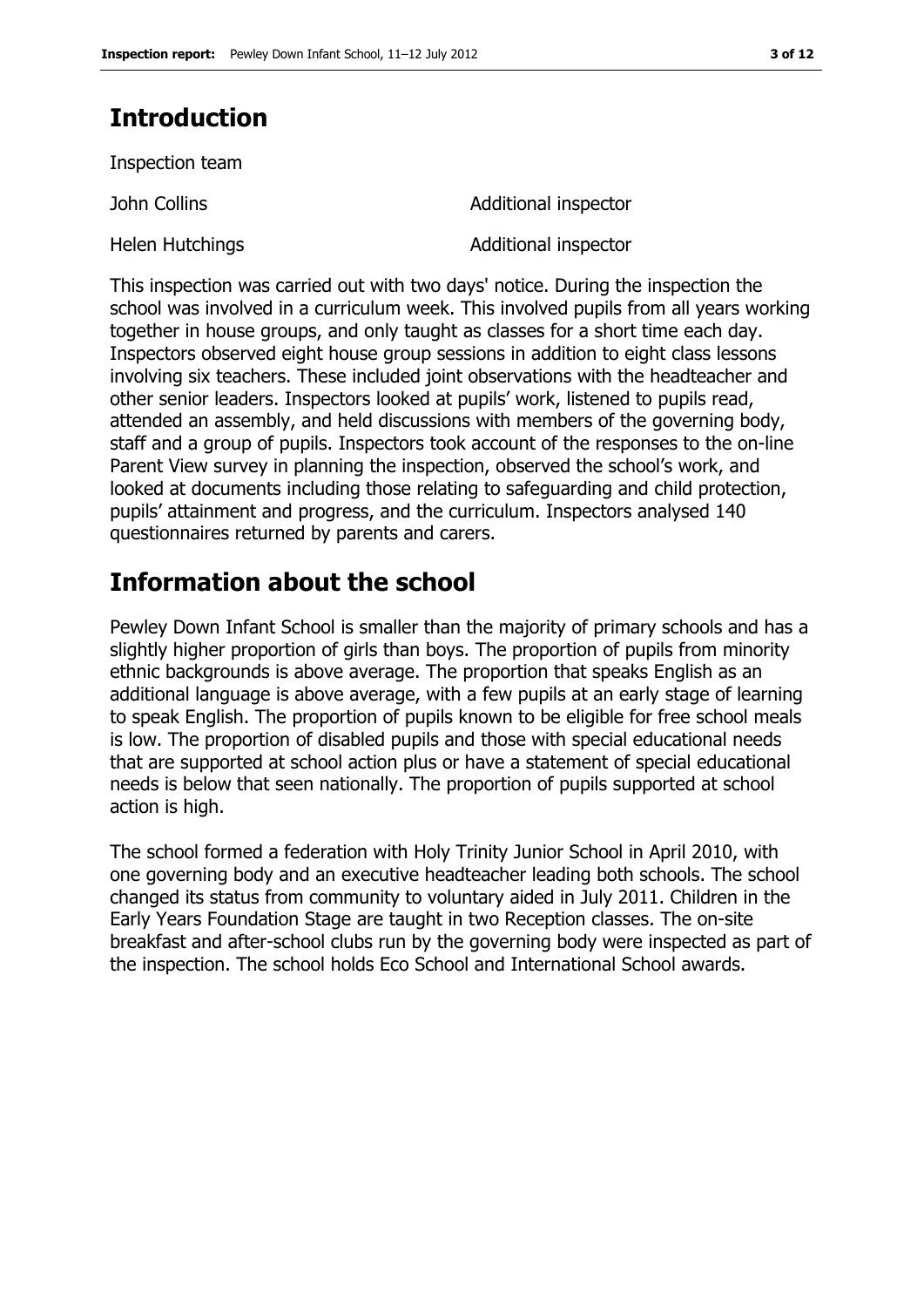# Introduction

Inspection team

| | |
|---|---|
| John Collins | Additional inspector |
| Helen Hutchings | Additional inspector |

This inspection was carried out with two days' notice. During the inspection the school was involved in a curriculum week. This involved pupils from all years working together in house groups, and only taught as classes for a short time each day. Inspectors observed eight house group sessions in addition to eight class lessons involving six teachers. These included joint observations with the headteacher and other senior leaders. Inspectors looked at pupils' work, listened to pupils read, attended an assembly, and held discussions with members of the governing body, staff and a group of pupils. Inspectors took account of the responses to the on-line Parent View survey in planning the inspection, observed the school's work, and looked at documents including those relating to safeguarding and child protection, pupils' attainment and progress, and the curriculum. Inspectors analysed 140 questionnaires returned by parents and carers.

# Information about the school

Pewley Down Infant School is smaller than the majority of primary schools and has a slightly higher proportion of girls than boys. The proportion of pupils from minority ethnic backgrounds is above average. The proportion that speaks English as an additional language is above average, with a few pupils at an early stage of learning to speak English. The proportion of pupils known to be eligible for free school meals is low. The proportion of disabled pupils and those with special educational needs that are supported at school action plus or have a statement of special educational needs is below that seen nationally. The proportion of pupils supported at school action is high.

The school formed a federation with Holy Trinity Junior School in April 2010, with one governing body and an executive headteacher leading both schools. The school changed its status from community to voluntary aided in July 2011. Children in the Early Years Foundation Stage are taught in two Reception classes. The on-site breakfast and after-school clubs run by the governing body were inspected as part of the inspection. The school holds Eco School and International School awards.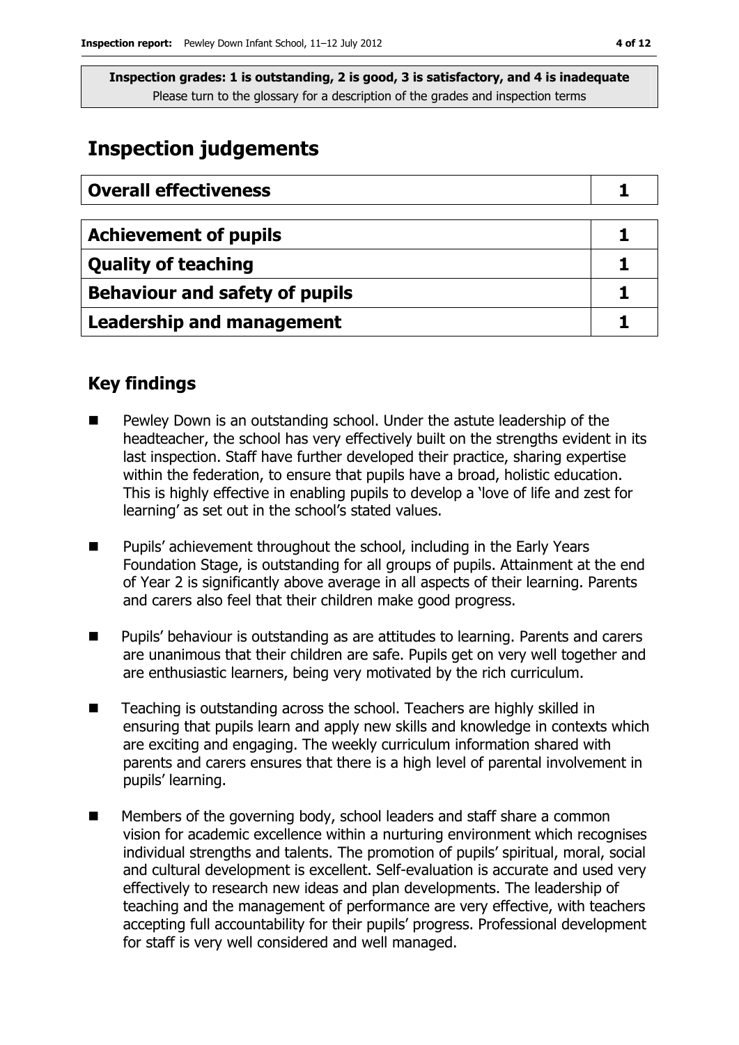**Inspection grades: 1 is outstanding, 2 is good, 3 is satisfactory, and 4 is inadequate**
Please turn to the glossary for a description of the grades and inspection terms

# Inspection judgements

| | |
|---|---|
| **Overall effectiveness** | **1** |

| | |
|---|---|
| **Achievement of pupils** | **1** |
| **Quality of teaching** | **1** |
| **Behaviour and safety of pupils** | **1** |
| **Leadership and management** | **1** |

## Key findings

- Pewley Down is an outstanding school. Under the astute leadership of the headteacher, the school has very effectively built on the strengths evident in its last inspection. Staff have further developed their practice, sharing expertise within the federation, to ensure that pupils have a broad, holistic education. This is highly effective in enabling pupils to develop a 'love of life and zest for learning' as set out in the school's stated values.
- Pupils' achievement throughout the school, including in the Early Years Foundation Stage, is outstanding for all groups of pupils. Attainment at the end of Year 2 is significantly above average in all aspects of their learning. Parents and carers also feel that their children make good progress.
- Pupils' behaviour is outstanding as are attitudes to learning. Parents and carers are unanimous that their children are safe. Pupils get on very well together and are enthusiastic learners, being very motivated by the rich curriculum.
- Teaching is outstanding across the school. Teachers are highly skilled in ensuring that pupils learn and apply new skills and knowledge in contexts which are exciting and engaging. The weekly curriculum information shared with parents and carers ensures that there is a high level of parental involvement in pupils' learning.
- Members of the governing body, school leaders and staff share a common vision for academic excellence within a nurturing environment which recognises individual strengths and talents. The promotion of pupils' spiritual, moral, social and cultural development is excellent. Self-evaluation is accurate and used very effectively to research new ideas and plan developments. The leadership of teaching and the management of performance are very effective, with teachers accepting full accountability for their pupils' progress. Professional development for staff is very well considered and well managed.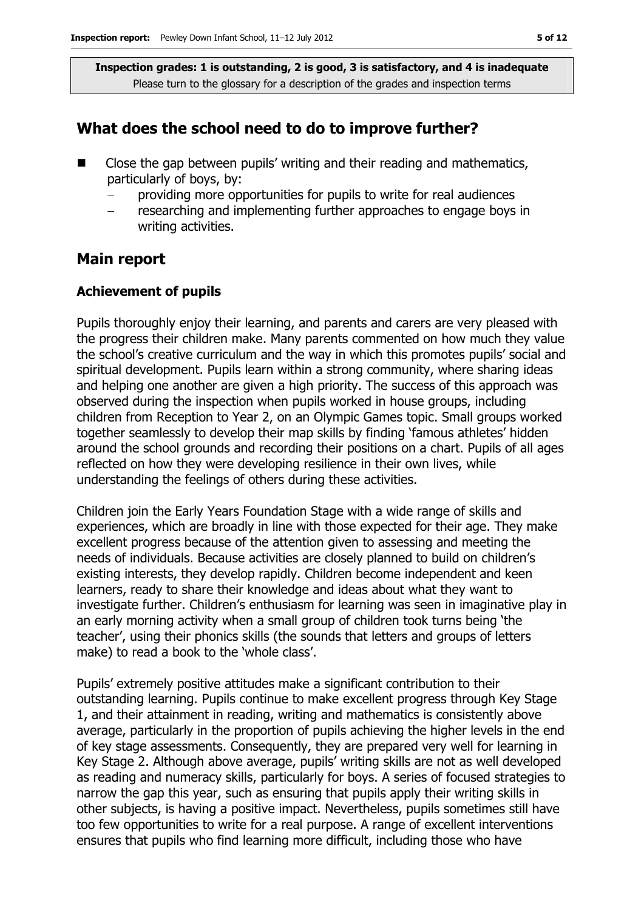**Inspection grades: 1 is outstanding, 2 is good, 3 is satisfactory, and 4 is inadequate**
Please turn to the glossary for a description of the grades and inspection terms

## What does the school need to do to improve further?

- Close the gap between pupils' writing and their reading and mathematics, particularly of boys, by:
  - providing more opportunities for pupils to write for real audiences
  - researching and implementing further approaches to engage boys in writing activities.

## Main report

### Achievement of pupils

Pupils thoroughly enjoy their learning, and parents and carers are very pleased with the progress their children make. Many parents commented on how much they value the school's creative curriculum and the way in which this promotes pupils' social and spiritual development. Pupils learn within a strong community, where sharing ideas and helping one another are given a high priority. The success of this approach was observed during the inspection when pupils worked in house groups, including children from Reception to Year 2, on an Olympic Games topic. Small groups worked together seamlessly to develop their map skills by finding 'famous athletes' hidden around the school grounds and recording their positions on a chart. Pupils of all ages reflected on how they were developing resilience in their own lives, while understanding the feelings of others during these activities.

Children join the Early Years Foundation Stage with a wide range of skills and experiences, which are broadly in line with those expected for their age. They make excellent progress because of the attention given to assessing and meeting the needs of individuals. Because activities are closely planned to build on children's existing interests, they develop rapidly. Children become independent and keen learners, ready to share their knowledge and ideas about what they want to investigate further. Children's enthusiasm for learning was seen in imaginative play in an early morning activity when a small group of children took turns being 'the teacher', using their phonics skills (the sounds that letters and groups of letters make) to read a book to the 'whole class'.

Pupils' extremely positive attitudes make a significant contribution to their outstanding learning. Pupils continue to make excellent progress through Key Stage 1, and their attainment in reading, writing and mathematics is consistently above average, particularly in the proportion of pupils achieving the higher levels in the end of key stage assessments. Consequently, they are prepared very well for learning in Key Stage 2. Although above average, pupils' writing skills are not as well developed as reading and numeracy skills, particularly for boys. A series of focused strategies to narrow the gap this year, such as ensuring that pupils apply their writing skills in other subjects, is having a positive impact. Nevertheless, pupils sometimes still have too few opportunities to write for a real purpose. A range of excellent interventions ensures that pupils who find learning more difficult, including those who have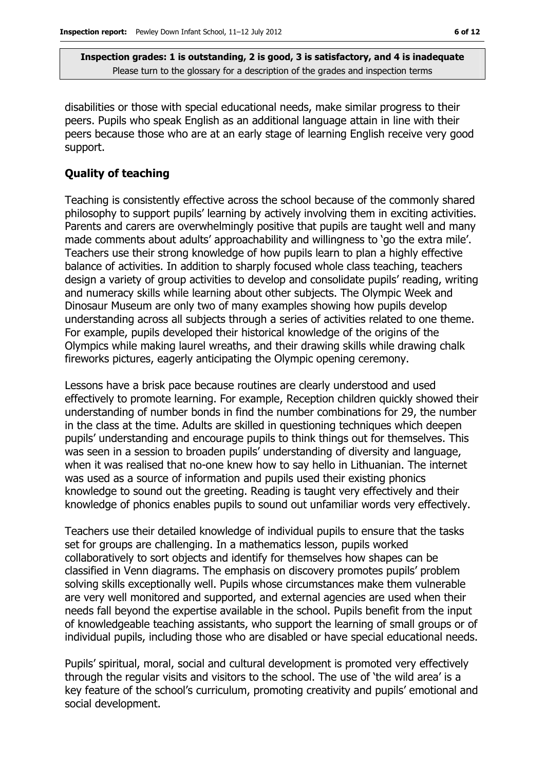disabilities or those with special educational needs, make similar progress to their peers. Pupils who speak English as an additional language attain in line with their peers because those who are at an early stage of learning English receive very good support.

## Quality of teaching

Teaching is consistently effective across the school because of the commonly shared philosophy to support pupils' learning by actively involving them in exciting activities. Parents and carers are overwhelmingly positive that pupils are taught well and many made comments about adults' approachability and willingness to 'go the extra mile'. Teachers use their strong knowledge of how pupils learn to plan a highly effective balance of activities. In addition to sharply focused whole class teaching, teachers design a variety of group activities to develop and consolidate pupils' reading, writing and numeracy skills while learning about other subjects. The Olympic Week and Dinosaur Museum are only two of many examples showing how pupils develop understanding across all subjects through a series of activities related to one theme. For example, pupils developed their historical knowledge of the origins of the Olympics while making laurel wreaths, and their drawing skills while drawing chalk fireworks pictures, eagerly anticipating the Olympic opening ceremony.

Lessons have a brisk pace because routines are clearly understood and used effectively to promote learning. For example, Reception children quickly showed their understanding of number bonds in find the number combinations for 29, the number in the class at the time. Adults are skilled in questioning techniques which deepen pupils' understanding and encourage pupils to think things out for themselves. This was seen in a session to broaden pupils' understanding of diversity and language, when it was realised that no-one knew how to say hello in Lithuanian. The internet was used as a source of information and pupils used their existing phonics knowledge to sound out the greeting. Reading is taught very effectively and their knowledge of phonics enables pupils to sound out unfamiliar words very effectively.

Teachers use their detailed knowledge of individual pupils to ensure that the tasks set for groups are challenging. In a mathematics lesson, pupils worked collaboratively to sort objects and identify for themselves how shapes can be classified in Venn diagrams. The emphasis on discovery promotes pupils' problem solving skills exceptionally well. Pupils whose circumstances make them vulnerable are very well monitored and supported, and external agencies are used when their needs fall beyond the expertise available in the school. Pupils benefit from the input of knowledgeable teaching assistants, who support the learning of small groups or of individual pupils, including those who are disabled or have special educational needs.

Pupils' spiritual, moral, social and cultural development is promoted very effectively through the regular visits and visitors to the school. The use of 'the wild area' is a key feature of the school's curriculum, promoting creativity and pupils' emotional and social development.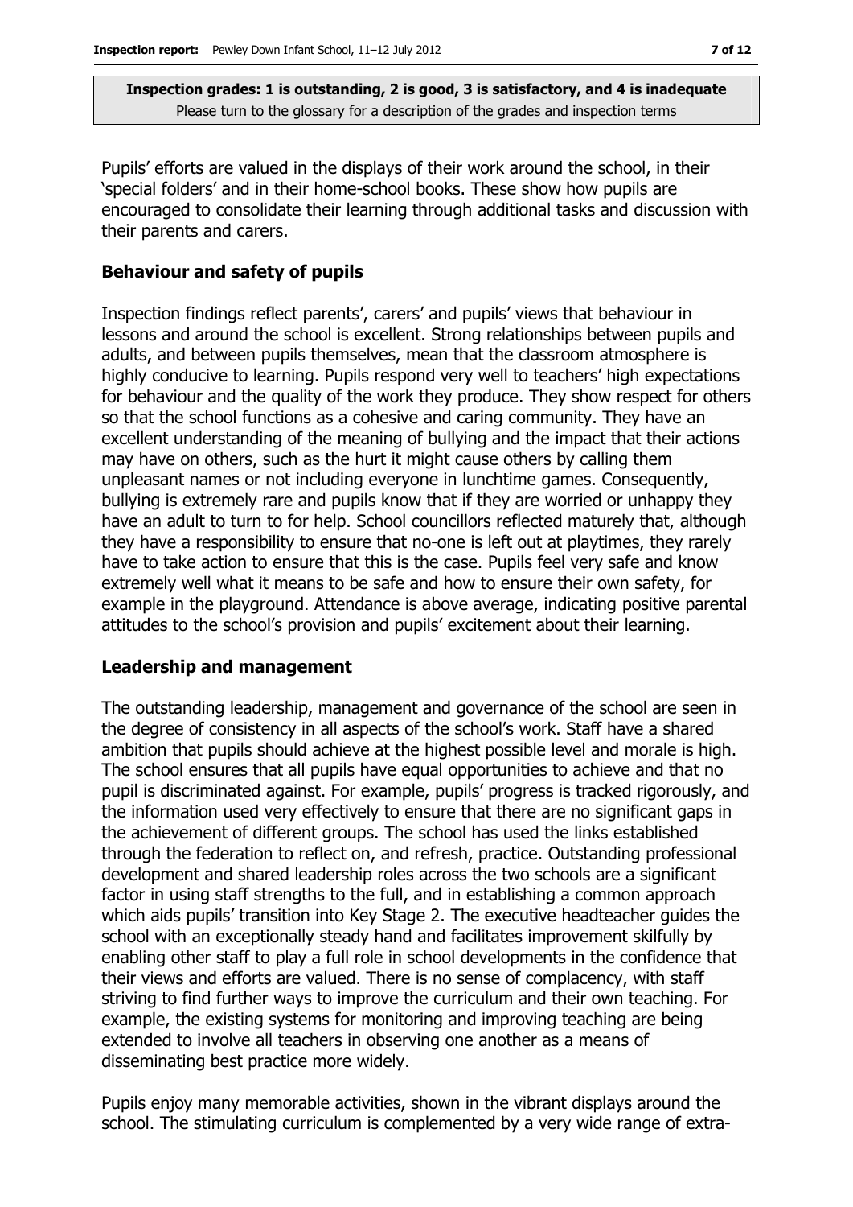**Inspection grades: 1 is outstanding, 2 is good, 3 is satisfactory, and 4 is inadequate**
Please turn to the glossary for a description of the grades and inspection terms

Pupils' efforts are valued in the displays of their work around the school, in their 'special folders' and in their home-school books. These show how pupils are encouraged to consolidate their learning through additional tasks and discussion with their parents and carers.

## Behaviour and safety of pupils

Inspection findings reflect parents', carers' and pupils' views that behaviour in lessons and around the school is excellent. Strong relationships between pupils and adults, and between pupils themselves, mean that the classroom atmosphere is highly conducive to learning. Pupils respond very well to teachers' high expectations for behaviour and the quality of the work they produce. They show respect for others so that the school functions as a cohesive and caring community. They have an excellent understanding of the meaning of bullying and the impact that their actions may have on others, such as the hurt it might cause others by calling them unpleasant names or not including everyone in lunchtime games. Consequently, bullying is extremely rare and pupils know that if they are worried or unhappy they have an adult to turn to for help. School councillors reflected maturely that, although they have a responsibility to ensure that no-one is left out at playtimes, they rarely have to take action to ensure that this is the case. Pupils feel very safe and know extremely well what it means to be safe and how to ensure their own safety, for example in the playground. Attendance is above average, indicating positive parental attitudes to the school's provision and pupils' excitement about their learning.

## Leadership and management

The outstanding leadership, management and governance of the school are seen in the degree of consistency in all aspects of the school's work. Staff have a shared ambition that pupils should achieve at the highest possible level and morale is high. The school ensures that all pupils have equal opportunities to achieve and that no pupil is discriminated against. For example, pupils' progress is tracked rigorously, and the information used very effectively to ensure that there are no significant gaps in the achievement of different groups. The school has used the links established through the federation to reflect on, and refresh, practice. Outstanding professional development and shared leadership roles across the two schools are a significant factor in using staff strengths to the full, and in establishing a common approach which aids pupils' transition into Key Stage 2. The executive headteacher guides the school with an exceptionally steady hand and facilitates improvement skilfully by enabling other staff to play a full role in school developments in the confidence that their views and efforts are valued. There is no sense of complacency, with staff striving to find further ways to improve the curriculum and their own teaching. For example, the existing systems for monitoring and improving teaching are being extended to involve all teachers in observing one another as a means of disseminating best practice more widely.

Pupils enjoy many memorable activities, shown in the vibrant displays around the school. The stimulating curriculum is complemented by a very wide range of extra-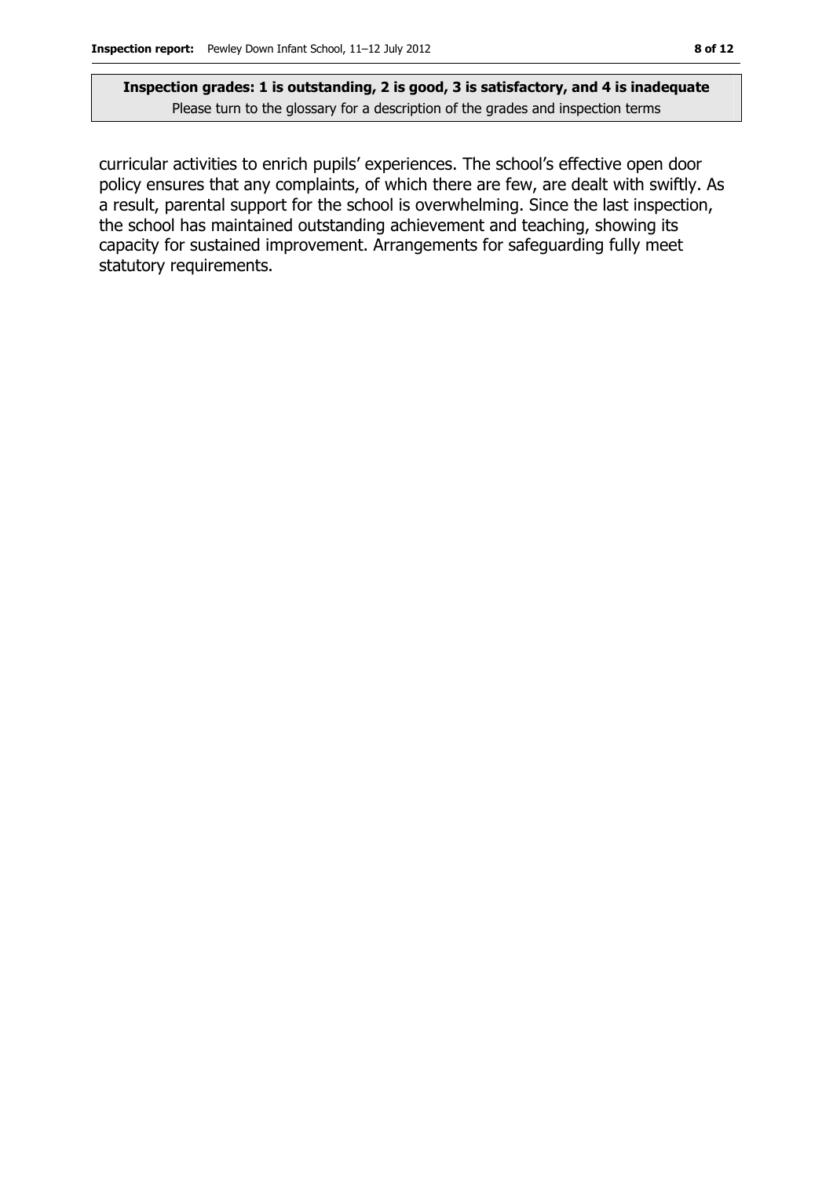curricular activities to enrich pupils' experiences. The school's effective open door policy ensures that any complaints, of which there are few, are dealt with swiftly. As a result, parental support for the school is overwhelming. Since the last inspection, the school has maintained outstanding achievement and teaching, showing its capacity for sustained improvement. Arrangements for safeguarding fully meet statutory requirements.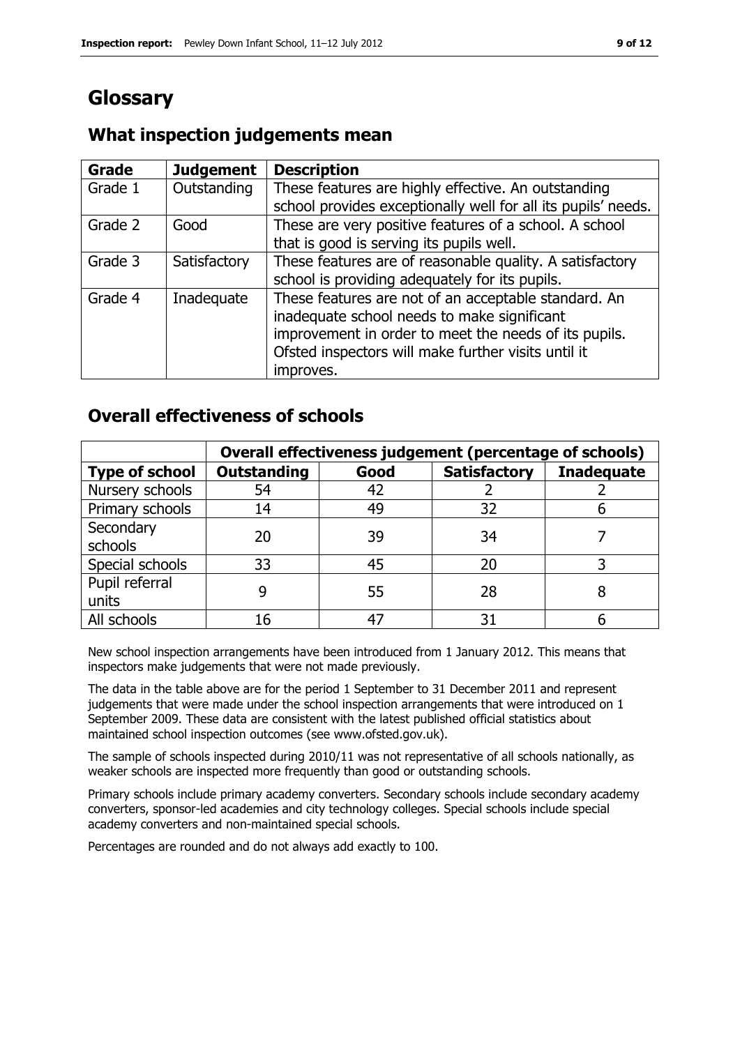# Glossary

## What inspection judgements mean

| Grade | Judgement | Description |
| --- | --- | --- |
| Grade 1 | Outstanding | These features are highly effective. An outstanding school provides exceptionally well for all its pupils' needs. |
| Grade 2 | Good | These are very positive features of a school. A school that is good is serving its pupils well. |
| Grade 3 | Satisfactory | These features are of reasonable quality. A satisfactory school is providing adequately for its pupils. |
| Grade 4 | Inadequate | These features are not of an acceptable standard. An inadequate school needs to make significant improvement in order to meet the needs of its pupils. Ofsted inspectors will make further visits until it improves. |

## Overall effectiveness of schools

| | Overall effectiveness judgement (percentage of schools) | | | |
| --- | --- | --- | --- | --- |
| **Type of school** | **Outstanding** | **Good** | **Satisfactory** | **Inadequate** |
| Nursery schools | 54 | 42 | 2 | 2 |
| Primary schools | 14 | 49 | 32 | 6 |
| Secondary schools | 20 | 39 | 34 | 7 |
| Special schools | 33 | 45 | 20 | 3 |
| Pupil referral units | 9 | 55 | 28 | 8 |
| All schools | 16 | 47 | 31 | 6 |

New school inspection arrangements have been introduced from 1 January 2012. This means that inspectors make judgements that were not made previously.

The data in the table above are for the period 1 September to 31 December 2011 and represent judgements that were made under the school inspection arrangements that were introduced on 1 September 2009. These data are consistent with the latest published official statistics about maintained school inspection outcomes (see www.ofsted.gov.uk).

The sample of schools inspected during 2010/11 was not representative of all schools nationally, as weaker schools are inspected more frequently than good or outstanding schools.

Primary schools include primary academy converters. Secondary schools include secondary academy converters, sponsor-led academies and city technology colleges. Special schools include special academy converters and non-maintained special schools.

Percentages are rounded and do not always add exactly to 100.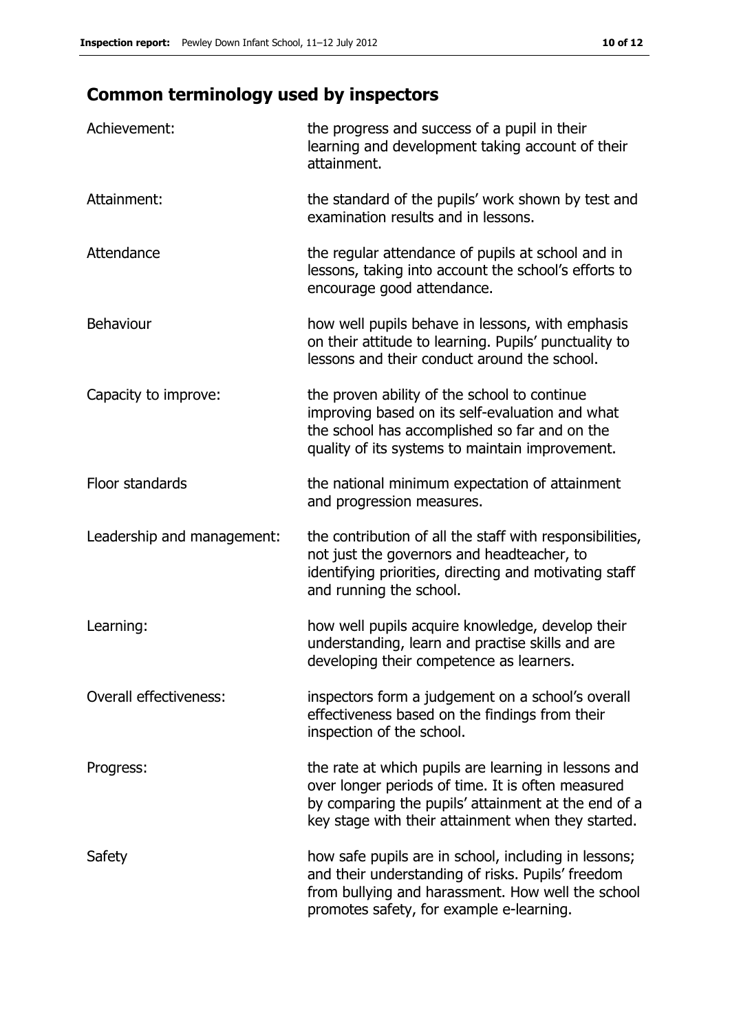## Common terminology used by inspectors

| | |
|---|---|
| Achievement: | the progress and success of a pupil in their learning and development taking account of their attainment. |
| Attainment: | the standard of the pupils' work shown by test and examination results and in lessons. |
| Attendance | the regular attendance of pupils at school and in lessons, taking into account the school's efforts to encourage good attendance. |
| Behaviour | how well pupils behave in lessons, with emphasis on their attitude to learning. Pupils' punctuality to lessons and their conduct around the school. |
| Capacity to improve: | the proven ability of the school to continue improving based on its self-evaluation and what the school has accomplished so far and on the quality of its systems to maintain improvement. |
| Floor standards | the national minimum expectation of attainment and progression measures. |
| Leadership and management: | the contribution of all the staff with responsibilities, not just the governors and headteacher, to identifying priorities, directing and motivating staff and running the school. |
| Learning: | how well pupils acquire knowledge, develop their understanding, learn and practise skills and are developing their competence as learners. |
| Overall effectiveness: | inspectors form a judgement on a school's overall effectiveness based on the findings from their inspection of the school. |
| Progress: | the rate at which pupils are learning in lessons and over longer periods of time. It is often measured by comparing the pupils' attainment at the end of a key stage with their attainment when they started. |
| Safety | how safe pupils are in school, including in lessons; and their understanding of risks. Pupils' freedom from bullying and harassment. How well the school promotes safety, for example e-learning. |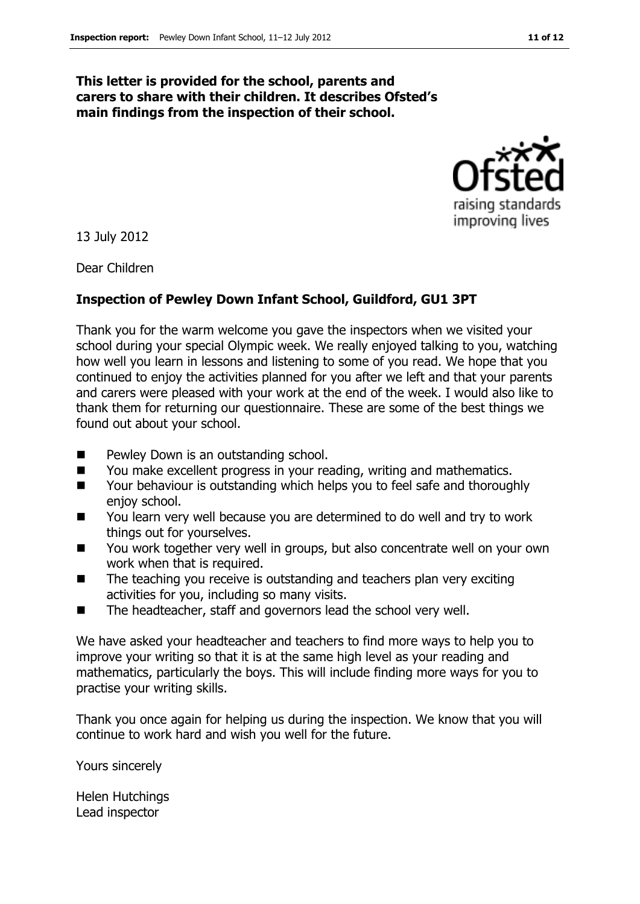**This letter is provided for the school, parents and carers to share with their children. It describes Ofsted's main findings from the inspection of their school.**

13 July 2012

Dear Children

**Inspection of Pewley Down Infant School, Guildford, GU1 3PT**

Thank you for the warm welcome you gave the inspectors when we visited your school during your special Olympic week. We really enjoyed talking to you, watching how well you learn in lessons and listening to some of you read. We hope that you continued to enjoy the activities planned for you after we left and that your parents and carers were pleased with your work at the end of the week. I would also like to thank them for returning our questionnaire. These are some of the best things we found out about your school.

- Pewley Down is an outstanding school.
- You make excellent progress in your reading, writing and mathematics.
- Your behaviour is outstanding which helps you to feel safe and thoroughly enjoy school.
- You learn very well because you are determined to do well and try to work things out for yourselves.
- You work together very well in groups, but also concentrate well on your own work when that is required.
- The teaching you receive is outstanding and teachers plan very exciting activities for you, including so many visits.
- The headteacher, staff and governors lead the school very well.

We have asked your headteacher and teachers to find more ways to help you to improve your writing so that it is at the same high level as your reading and mathematics, particularly the boys. This will include finding more ways for you to practise your writing skills.

Thank you once again for helping us during the inspection. We know that you will continue to work hard and wish you well for the future.

Yours sincerely

Helen Hutchings
Lead inspector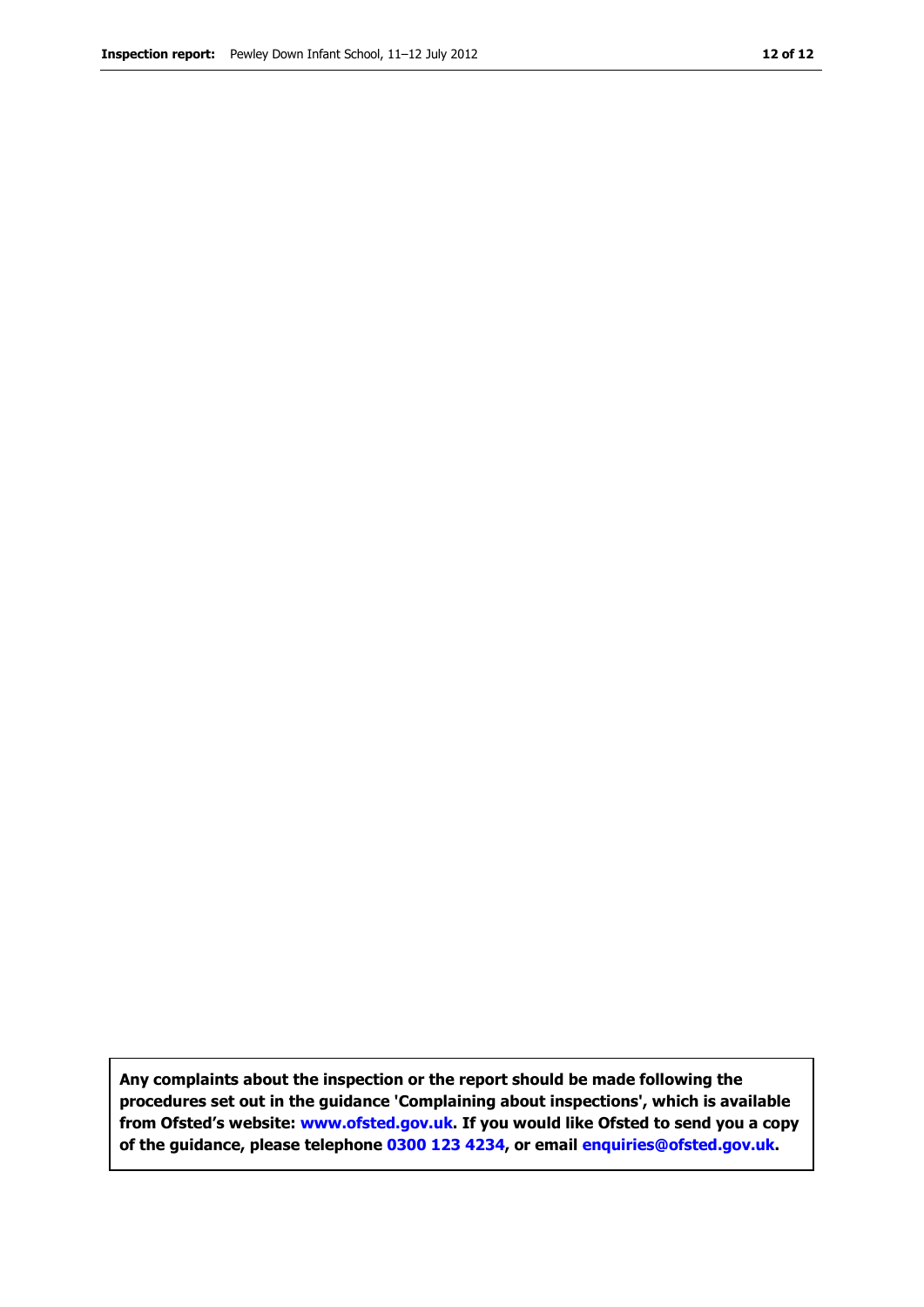**Any complaints about the inspection or the report should be made following the procedures set out in the guidance 'Complaining about inspections', which is available from Ofsted's website: www.ofsted.gov.uk. If you would like Ofsted to send you a copy of the guidance, please telephone 0300 123 4234, or email enquiries@ofsted.gov.uk.**